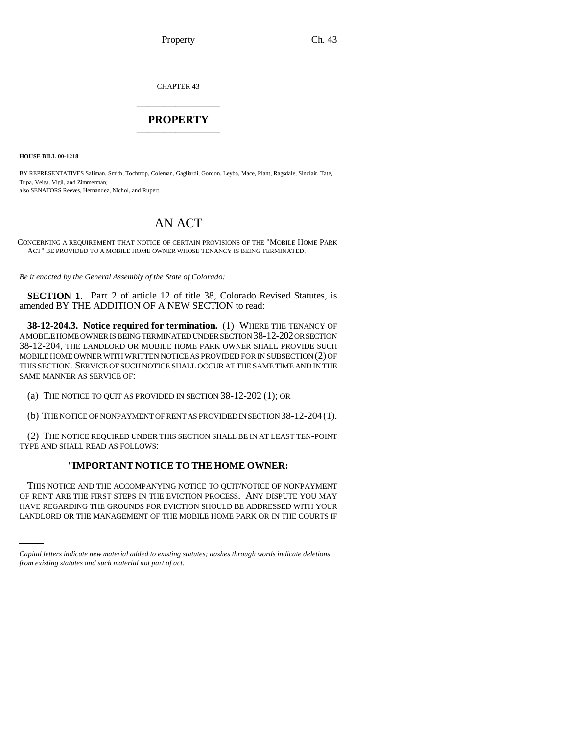CHAPTER 43

# PROPERTY

**HOUSE BILL 00-1218**

BY REPRESENTATIVES Saliman, Smith, Tochtrop, Coleman, Gagliardi, Gordon, Leyba, Mace, Plant, Ragsdale, Sinclair, Tate, Tupa, Veiga, Vigil, and Zimmerman;
also SENATORS Reeves, Hernandez, Nichol, and Rupert.

# AN ACT

CONCERNING A REQUIREMENT THAT NOTICE OF CERTAIN PROVISIONS OF THE "MOBILE HOME PARK ACT" BE PROVIDED TO A MOBILE HOME OWNER WHOSE TENANCY IS BEING TERMINATED.

*Be it enacted by the General Assembly of the State of Colorado:*

**SECTION 1.** Part 2 of article 12 of title 38, Colorado Revised Statutes, is amended BY THE ADDITION OF A NEW SECTION to read:

**38-12-204.3. Notice required for termination.** (1) WHERE THE TENANCY OF A MOBILE HOME OWNER IS BEING TERMINATED UNDER SECTION 38-12-202 OR SECTION 38-12-204, THE LANDLORD OR MOBILE HOME PARK OWNER SHALL PROVIDE SUCH MOBILE HOME OWNER WITH WRITTEN NOTICE AS PROVIDED FOR IN SUBSECTION (2) OF THIS SECTION. SERVICE OF SUCH NOTICE SHALL OCCUR AT THE SAME TIME AND IN THE SAME MANNER AS SERVICE OF:

(a) THE NOTICE TO QUIT AS PROVIDED IN SECTION 38-12-202 (1); OR

(b) THE NOTICE OF NONPAYMENT OF RENT AS PROVIDED IN SECTION 38-12-204 (1).

(2) THE NOTICE REQUIRED UNDER THIS SECTION SHALL BE IN AT LEAST TEN-POINT TYPE AND SHALL READ AS FOLLOWS:

"**IMPORTANT NOTICE TO THE HOME OWNER:**

THIS NOTICE AND THE ACCOMPANYING NOTICE TO QUIT/NOTICE OF NONPAYMENT OF RENT ARE THE FIRST STEPS IN THE EVICTION PROCESS. ANY DISPUTE YOU MAY HAVE REGARDING THE GROUNDS FOR EVICTION SHOULD BE ADDRESSED WITH YOUR LANDLORD OR THE MANAGEMENT OF THE MOBILE HOME PARK OR IN THE COURTS IF

*Capital letters indicate new material added to existing statutes; dashes through words indicate deletions from existing statutes and such material not part of act.*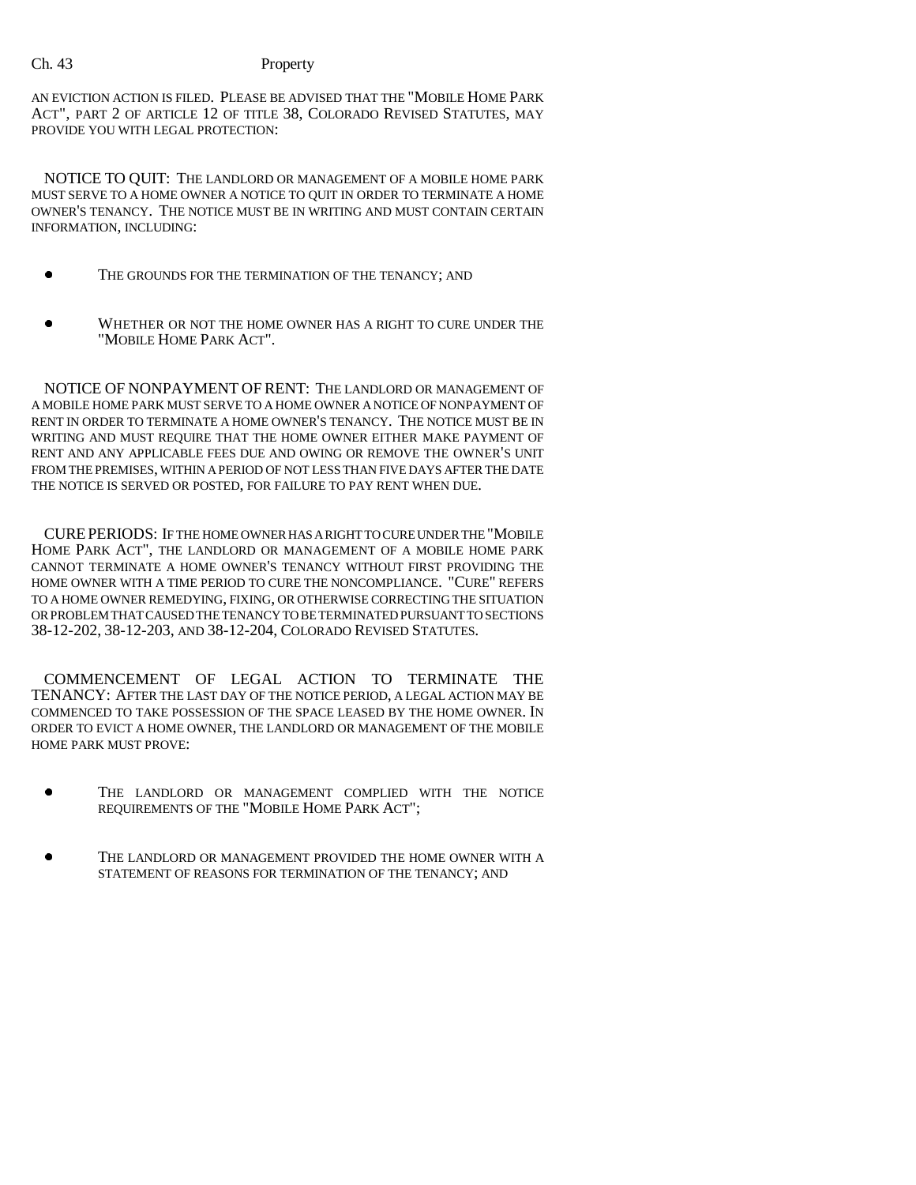AN EVICTION ACTION IS FILED. PLEASE BE ADVISED THAT THE "MOBILE HOME PARK ACT", PART 2 OF ARTICLE 12 OF TITLE 38, COLORADO REVISED STATUTES, MAY PROVIDE YOU WITH LEGAL PROTECTION:

NOTICE TO QUIT: THE LANDLORD OR MANAGEMENT OF A MOBILE HOME PARK MUST SERVE TO A HOME OWNER A NOTICE TO QUIT IN ORDER TO TERMINATE A HOME OWNER'S TENANCY. THE NOTICE MUST BE IN WRITING AND MUST CONTAIN CERTAIN INFORMATION, INCLUDING:

- THE GROUNDS FOR THE TERMINATION OF THE TENANCY; AND
- WHETHER OR NOT THE HOME OWNER HAS A RIGHT TO CURE UNDER THE "MOBILE HOME PARK ACT".

NOTICE OF NONPAYMENT OF RENT: THE LANDLORD OR MANAGEMENT OF A MOBILE HOME PARK MUST SERVE TO A HOME OWNER A NOTICE OF NONPAYMENT OF RENT IN ORDER TO TERMINATE A HOME OWNER'S TENANCY. THE NOTICE MUST BE IN WRITING AND MUST REQUIRE THAT THE HOME OWNER EITHER MAKE PAYMENT OF RENT AND ANY APPLICABLE FEES DUE AND OWING OR REMOVE THE OWNER'S UNIT FROM THE PREMISES, WITHIN A PERIOD OF NOT LESS THAN FIVE DAYS AFTER THE DATE THE NOTICE IS SERVED OR POSTED, FOR FAILURE TO PAY RENT WHEN DUE.

CURE PERIODS: IF THE HOME OWNER HAS A RIGHT TO CURE UNDER THE "MOBILE HOME PARK ACT", THE LANDLORD OR MANAGEMENT OF A MOBILE HOME PARK CANNOT TERMINATE A HOME OWNER'S TENANCY WITHOUT FIRST PROVIDING THE HOME OWNER WITH A TIME PERIOD TO CURE THE NONCOMPLIANCE. "CURE" REFERS TO A HOME OWNER REMEDYING, FIXING, OR OTHERWISE CORRECTING THE SITUATION OR PROBLEM THAT CAUSED THE TENANCY TO BE TERMINATED PURSUANT TO SECTIONS 38-12-202, 38-12-203, AND 38-12-204, COLORADO REVISED STATUTES.

COMMENCEMENT OF LEGAL ACTION TO TERMINATE THE TENANCY: AFTER THE LAST DAY OF THE NOTICE PERIOD, A LEGAL ACTION MAY BE COMMENCED TO TAKE POSSESSION OF THE SPACE LEASED BY THE HOME OWNER. IN ORDER TO EVICT A HOME OWNER, THE LANDLORD OR MANAGEMENT OF THE MOBILE HOME PARK MUST PROVE:

- THE LANDLORD OR MANAGEMENT COMPLIED WITH THE NOTICE REQUIREMENTS OF THE "MOBILE HOME PARK ACT";
- THE LANDLORD OR MANAGEMENT PROVIDED THE HOME OWNER WITH A STATEMENT OF REASONS FOR TERMINATION OF THE TENANCY; AND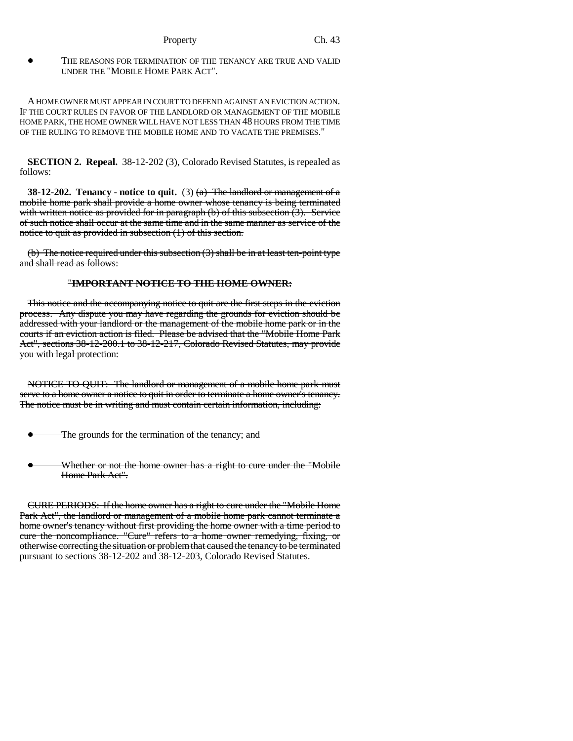- THE REASONS FOR TERMINATION OF THE TENANCY ARE TRUE AND VALID UNDER THE "MOBILE HOME PARK ACT".

A HOME OWNER MUST APPEAR IN COURT TO DEFEND AGAINST AN EVICTION ACTION. IF THE COURT RULES IN FAVOR OF THE LANDLORD OR MANAGEMENT OF THE MOBILE HOME PARK, THE HOME OWNER WILL HAVE NOT LESS THAN 48 HOURS FROM THE TIME OF THE RULING TO REMOVE THE MOBILE HOME AND TO VACATE THE PREMISES."

**SECTION 2. Repeal.** 38-12-202 (3), Colorado Revised Statutes, is repealed as follows:

**38-12-202. Tenancy - notice to quit.** (3) ~~(a) The landlord or management of a mobile home park shall provide a home owner whose tenancy is being terminated with written notice as provided for in paragraph (b) of this subsection (3). Service of such notice shall occur at the same time and in the same manner as service of the notice to quit as provided in subsection (1) of this section.~~

~~(b) The notice required under this subsection (3) shall be in at least ten-point type and shall read as follows:~~

~~"**IMPORTANT NOTICE TO THE HOME OWNER:**~~

~~This notice and the accompanying notice to quit are the first steps in the eviction process. Any dispute you may have regarding the grounds for eviction should be addressed with your landlord or the management of the mobile home park or in the courts if an eviction action is filed. Please be advised that the "Mobile Home Park Act", sections 38-12-200.1 to 38-12-217, Colorado Revised Statutes, may provide you with legal protection:~~

~~NOTICE TO QUIT: The landlord or management of a mobile home park must serve to a home owner a notice to quit in order to terminate a home owner's tenancy. The notice must be in writing and must contain certain information, including:~~

- ~~The grounds for the termination of the tenancy; and~~

- ~~Whether or not the home owner has a right to cure under the "Mobile Home Park Act".~~

~~CURE PERIODS: If the home owner has a right to cure under the "Mobile Home Park Act", the landlord or management of a mobile home park cannot terminate a home owner's tenancy without first providing the home owner with a time period to cure the noncompliance. "Cure" refers to a home owner remedying, fixing, or otherwise correcting the situation or problem that caused the tenancy to be terminated pursuant to sections 38-12-202 and 38-12-203, Colorado Revised Statutes.~~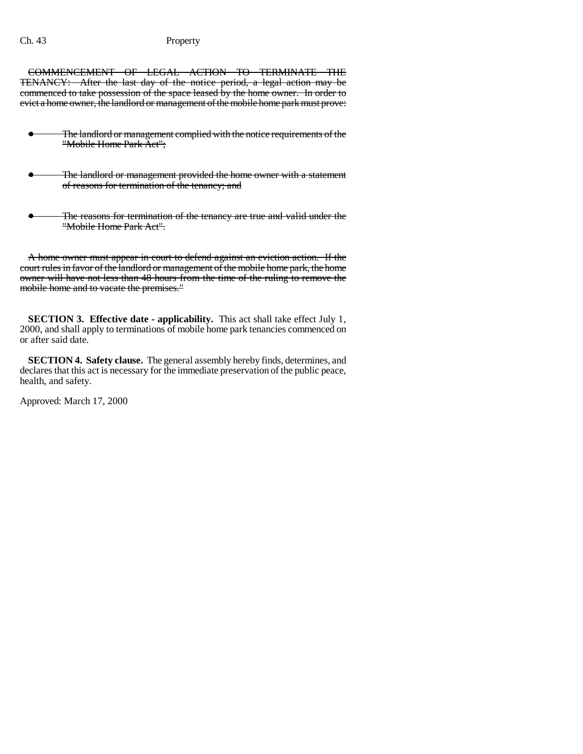~~COMMENCEMENT OF LEGAL ACTION TO TERMINATE THE TENANCY: After the last day of the notice period, a legal action may be commenced to take possession of the space leased by the home owner. In order to evict a home owner, the landlord or management of the mobile home park must prove:~~

- ~~The landlord or management complied with the notice requirements of the "Mobile Home Park Act";~~
- ~~The landlord or management provided the home owner with a statement of reasons for termination of the tenancy; and~~
- ~~The reasons for termination of the tenancy are true and valid under the "Mobile Home Park Act".~~

~~A home owner must appear in court to defend against an eviction action. If the court rules in favor of the landlord or management of the mobile home park, the home owner will have not less than 48 hours from the time of the ruling to remove the mobile home and to vacate the premises."~~

**SECTION 3. Effective date - applicability.** This act shall take effect July 1, 2000, and shall apply to terminations of mobile home park tenancies commenced on or after said date.

**SECTION 4. Safety clause.** The general assembly hereby finds, determines, and declares that this act is necessary for the immediate preservation of the public peace, health, and safety.

Approved: March 17, 2000